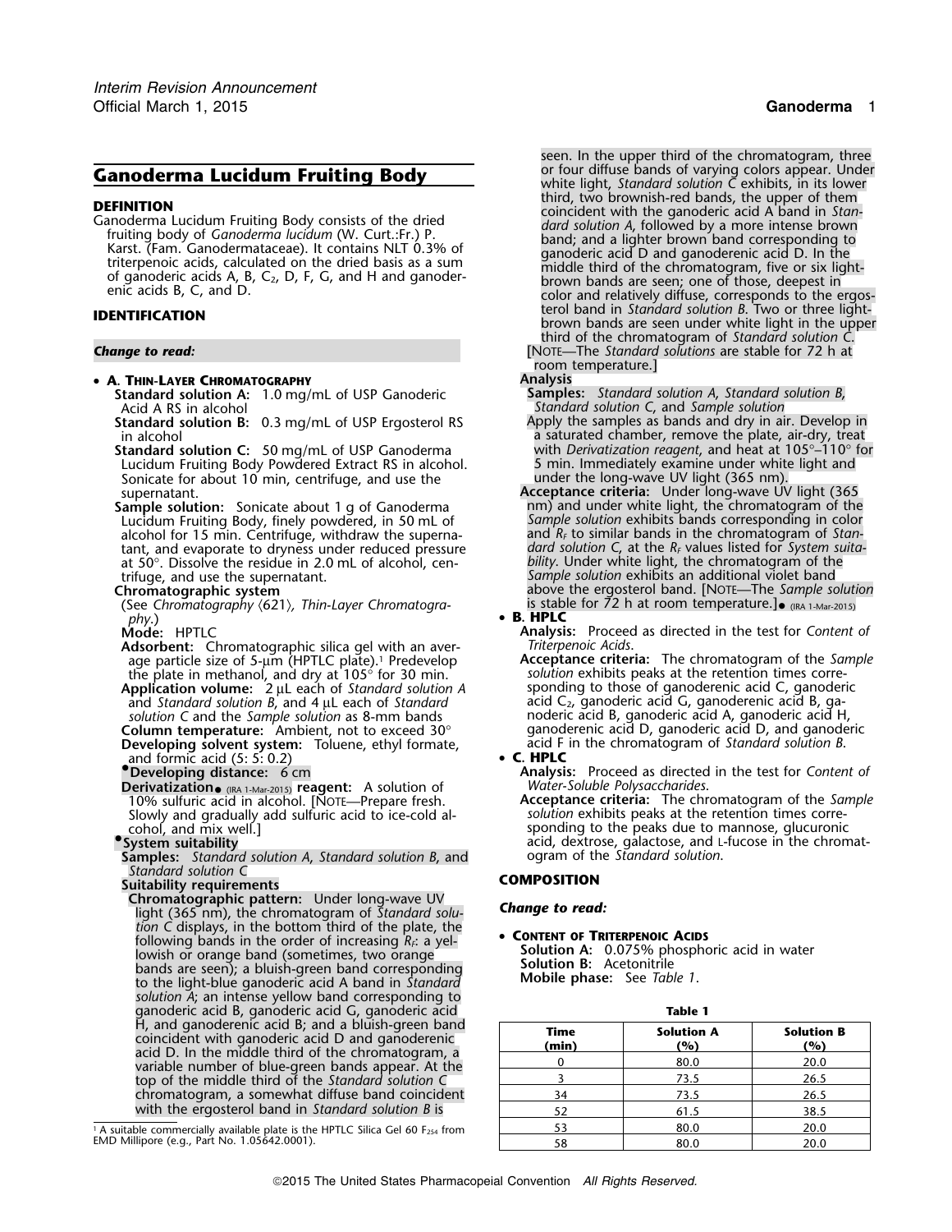# Ganoderma Lucidum Fruiting Body

## DEFINITION

Ganoderma Lucidum Fruiting Body consists of the dried fruiting body of *Ganoderma lucidum* (W. Curt.:Fr.) P. Karst. (Fam. Ganodermataceae). It contains NLT 0.3% of triterpenoic acids, calculated on the dried basis as a sum of ganoderic acids A, B, $C_2$, D, F, G, and H and ganoderenic acids B, C, and D.

## IDENTIFICATION

***Change to read:***

- **A. Thin-Layer Chromatography**

  **Standard solution A:** 1.0 mg/mL of USP Ganoderic Acid A RS in alcohol

  **Standard solution B:** 0.3 mg/mL of USP Ergosterol RS in alcohol

  **Standard solution C:** 50 mg/mL of USP Ganoderma Lucidum Fruiting Body Powdered Extract RS in alcohol. Sonicate for about 10 min, centrifuge, and use the supernatant.

  **Sample solution:** Sonicate about 1 g of Ganoderma Lucidum Fruiting Body, finely powdered, in 50 mL of alcohol for 15 min. Centrifuge, withdraw the supernatant, and evaporate to dryness under reduced pressure at 50°. Dissolve the residue in 2.0 mL of alcohol, centrifuge, and use the supernatant.

  **Chromatographic system**

  (See *Chromatography* ⟨621⟩, *Thin-Layer Chromatography*.)

  **Mode:** HPTLC

  **Adsorbent:** Chromatographic silica gel with an average particle size of 5-µm (HPTLC plate).[1] Predevelop the plate in methanol, and dry at 105° for 30 min.

  **Application volume:** 2 µL each of *Standard solution A* and *Standard solution B*, and 4 µL each of *Standard solution C* and the *Sample solution* as 8-mm bands

  **Column temperature:** Ambient, not to exceed 30°

  **Developing solvent system:** Toluene, ethyl formate, and formic acid (5: 5: 0.2)

  •**Developing distance:** 6 cm

  **Derivatization**• (IRA 1-Mar-2015) **reagent:** A solution of 10% sulfuric acid in alcohol. [Note—Prepare fresh. Slowly and gradually add sulfuric acid to ice-cold alcohol, and mix well.]

  •**System suitability**

  **Samples:** *Standard solution A*, *Standard solution B*, and *Standard solution C*

  **Suitability requirements**

  **Chromatographic pattern:** Under long-wave UV light (365 nm), the chromatogram of *Standard solution C* displays, in the bottom third of the plate, the following bands in the order of increasing $R_F$: a yellowish or orange band (sometimes, two orange bands are seen); a bluish-green band corresponding to the light-blue ganoderic acid A band in *Standard solution A*; an intense yellow band corresponding to ganoderic acid B, ganoderic acid G, ganoderic acid H, and ganoderenic acid B; and a bluish-green band coincident with ganoderic acid D and ganoderenic acid D. In the middle third of the chromatogram, a variable number of blue-green bands appear. At the top of the middle third of the *Standard solution C* chromatogram, a somewhat diffuse band coincident with the ergosterol band in *Standard solution B* is seen. In the upper third of the chromatogram, three or four diffuse bands of varying colors appear. Under white light, *Standard solution C* exhibits, in its lower third, two brownish-red bands, the upper of them coincident with the ganoderic acid A band in *Standard solution A*, followed by a more intense brown band; and a lighter brown band corresponding to ganoderic acid D and ganoderenic acid D. In the middle third of the chromatogram, five or six light-brown bands are seen; one of those, deepest in color and relatively diffuse, corresponds to the ergosterol band in *Standard solution B*. Two or three light-brown bands are seen under white light in the upper third of the chromatogram of *Standard solution C*.

  [Note—The *Standard solutions* are stable for 72 h at room temperature.]

  **Analysis**

  **Samples:** *Standard solution A*, *Standard solution B*, *Standard solution C*, and *Sample solution*

  Apply the samples as bands and dry in air. Develop in a saturated chamber, remove the plate, air-dry, treat with *Derivatization reagent*, and heat at 105°–110° for 5 min. Immediately examine under white light and under the long-wave UV light (365 nm).

  **Acceptance criteria:** Under long-wave UV light (365 nm) and under white light, the chromatogram of the *Sample solution* exhibits bands corresponding in color and $R_F$ to similar bands in the chromatogram of *Standard solution C*, at the $R_F$ values listed for *System suitability*. Under white light, the chromatogram of the *Sample solution* exhibits an additional violet band above the ergosterol band. [Note—The *Sample solution* is stable for 72 h at room temperature.]• (IRA 1-Mar-2015)

- **B. HPLC**

  **Analysis:** Proceed as directed in the test for *Content of Triterpenoic Acids*.

  **Acceptance criteria:** The chromatogram of the *Sample solution* exhibits peaks at the retention times corresponding to those of ganoderenic acid C, ganoderic acid $C_2$, ganoderic acid G, ganoderenic acid B, ganoderic acid B, ganoderic acid A, ganoderic acid H, ganoderenic acid D, ganoderic acid D, and ganoderic acid F in the chromatogram of *Standard solution B*.

- **C. HPLC**

  **Analysis:** Proceed as directed in the test for *Content of Water-Soluble Polysaccharides*.

  **Acceptance criteria:** The chromatogram of the *Sample solution* exhibits peaks at the retention times corresponding to the peaks due to mannose, glucuronic acid, dextrose, galactose, and L-fucose in the chromatogram of the *Standard solution*.

## COMPOSITION

***Change to read:***

- **Content of Triterpenoic Acids**

  **Solution A:** 0.075% phosphoric acid in water

  **Solution B:** Acetonitrile

  **Mobile phase:** See *Table 1*.

**Table 1**

| Time (min) | Solution A (%) | Solution B (%) |
|---|---|---|
| 0 | 80.0 | 20.0 |
| 3 | 73.5 | 26.5 |
| 34 | 73.5 | 26.5 |
| 52 | 61.5 | 38.5 |
| 53 | 80.0 | 20.0 |
| 58 | 80.0 | 20.0 |

[1] A suitable commercially available plate is the HPTLC Silica Gel 60 $F_{254}$ from EMD Millipore (e.g., Part No. 1.05642.0001).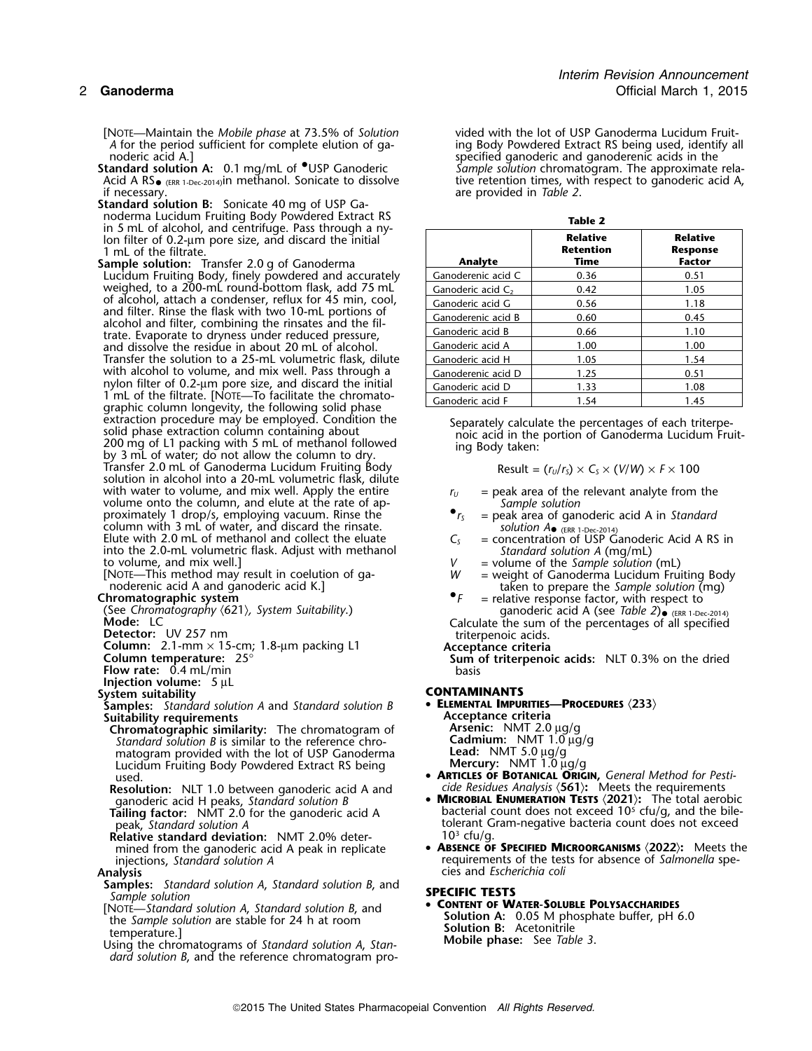[NOTE—Maintain the *Mobile phase* at 73.5% of *Solution A* for the period sufficient for complete elution of ganoderic acid A.]

**Standard solution A:** 0.1 mg/mL of •USP Ganoderic Acid A RS• (ERR 1-Dec-2014) in methanol. Sonicate to dissolve if necessary.

**Standard solution B:** Sonicate 40 mg of USP Ganoderma Lucidum Fruiting Body Powdered Extract RS in 5 mL of alcohol, and centrifuge. Pass through a nylon filter of 0.2-µm pore size, and discard the initial 1 mL of the filtrate.

**Sample solution:** Transfer 2.0 g of Ganoderma Lucidum Fruiting Body, finely powdered and accurately weighed, to a 200-mL round-bottom flask, add 75 mL of alcohol, attach a condenser, reflux for 45 min, cool, and filter. Rinse the flask with two 10-mL portions of alcohol and filter, combining the rinsates and the filtrate. Evaporate to dryness under reduced pressure, and dissolve the residue in about 20 mL of alcohol. Transfer the solution to a 25-mL volumetric flask, dilute with alcohol to volume, and mix well. Pass through a nylon filter of 0.2-µm pore size, and discard the initial 1 mL of the filtrate. [NOTE—To facilitate the chromatographic column longevity, the following solid phase extraction procedure may be employed. Condition the solid phase extraction column containing about 200 mg of L1 packing with 5 mL of methanol followed by 3 mL of water; do not allow the column to dry. Transfer 2.0 mL of Ganoderma Lucidum Fruiting Body solution in alcohol into a 20-mL volumetric flask, dilute with water to volume, and mix well. Apply the entire volume onto the column, and elute at the rate of approximately 1 drop/s, employing vacuum. Rinse the column with 3 mL of water, and discard the rinsate. Elute with 2.0 mL of methanol and collect the eluate into the 2.0-mL volumetric flask. Adjust with methanol to volume, and mix well.]

[NOTE—This method may result in coelution of ganoderenic acid A and ganoderic acid K.]

**Chromatographic system**

(See *Chromatography* ⟨621⟩, *System Suitability*.)

**Mode:** LC

**Detector:** UV 257 nm

**Column:** 2.1-mm × 15-cm; 1.8-µm packing L1

**Column temperature:** 25°

**Flow rate:** 0.4 mL/min

**Injection volume:** 5 µL

**System suitability**

**Samples:** *Standard solution A* and *Standard solution B*

**Suitability requirements**

**Chromatographic similarity:** The chromatogram of *Standard solution B* is similar to the reference chromatogram provided with the lot of USP Ganoderma Lucidum Fruiting Body Powdered Extract RS being used.

**Resolution:** NLT 1.0 between ganoderic acid A and ganoderic acid H peaks, *Standard solution B*

**Tailing factor:** NMT 2.0 for the ganoderic acid A peak, *Standard solution A*

**Relative standard deviation:** NMT 2.0% determined from the ganoderic acid A peak in replicate injections, *Standard solution A*

**Analysis**

**Samples:** *Standard solution A*, *Standard solution B*, and *Sample solution*

[NOTE—*Standard solution A*, *Standard solution B*, and the *Sample solution* are stable for 24 h at room temperature.]

Using the chromatograms of *Standard solution A*, *Standard solution B*, and the reference chromatogram provided with the lot of USP Ganoderma Lucidum Fruiting Body Powdered Extract RS being used, identify all specified ganoderic and ganoderenic acids in the *Sample solution* chromatogram. The approximate relative retention times, with respect to ganoderic acid A, are provided in *Table 2*.

**Table 2**

| Analyte | Relative Retention Time | Relative Response Factor |
|---|---|---|
| Ganoderenic acid C | 0.36 | 0.51 |
| Ganoderic acid $C_2$ | 0.42 | 1.05 |
| Ganoderic acid G | 0.56 | 1.18 |
| Ganoderenic acid B | 0.60 | 0.45 |
| Ganoderic acid B | 0.66 | 1.10 |
| Ganoderic acid A | 1.00 | 1.00 |
| Ganoderic acid H | 1.05 | 1.54 |
| Ganoderenic acid D | 1.25 | 0.51 |
| Ganoderic acid D | 1.33 | 1.08 |
| Ganoderic acid F | 1.54 | 1.45 |

Separately calculate the percentages of each triterpenoic acid in the portion of Ganoderma Lucidum Fruiting Body taken:

$$\text{Result} = (r_U/r_S) \times C_S \times (V/W) \times F \times 100$$

- $r_U$ = peak area of the relevant analyte from the *Sample solution*
- •$r_S$ = peak area of ganoderic acid A in *Standard solution A*• (ERR 1-Dec-2014)
- $C_S$ = concentration of USP Ganoderic Acid A RS in *Standard solution A* (mg/mL)
- $V$ = volume of the *Sample solution* (mL)
- $W$ = weight of Ganoderma Lucidum Fruiting Body taken to prepare the *Sample solution* (mg)
- •$F$ = relative response factor, with respect to ganoderic acid A (see *Table 2*)• (ERR 1-Dec-2014)

Calculate the sum of the percentages of all specified triterpenoic acids.

**Acceptance criteria**

**Sum of triterpenoic acids:** NLT 0.3% on the dried basis

## CONTAMINANTS

- **ELEMENTAL IMPURITIES—PROCEDURES ⟨233⟩**

  **Acceptance criteria**

  **Arsenic:** NMT 2.0 µg/g

  **Cadmium:** NMT 1.0 µg/g

  **Lead:** NMT 5.0 µg/g

  **Mercury:** NMT 1.0 µg/g

- **ARTICLES OF BOTANICAL ORIGIN,** *General Method for Pesticide Residues Analysis* ⟨561⟩**:** Meets the requirements
- **MICROBIAL ENUMERATION TESTS ⟨2021⟩:** The total aerobic bacterial count does not exceed $10^5$ cfu/g, and the bile-tolerant Gram-negative bacteria count does not exceed $10^3$ cfu/g.
- **ABSENCE OF SPECIFIED MICROORGANISMS ⟨2022⟩:** Meets the requirements of the tests for absence of *Salmonella* species and *Escherichia coli*

## SPECIFIC TESTS

- **CONTENT OF WATER-SOLUBLE POLYSACCHARIDES**

  **Solution A:** 0.05 M phosphate buffer, pH 6.0

  **Solution B:** Acetonitrile

  **Mobile phase:** See *Table 3*.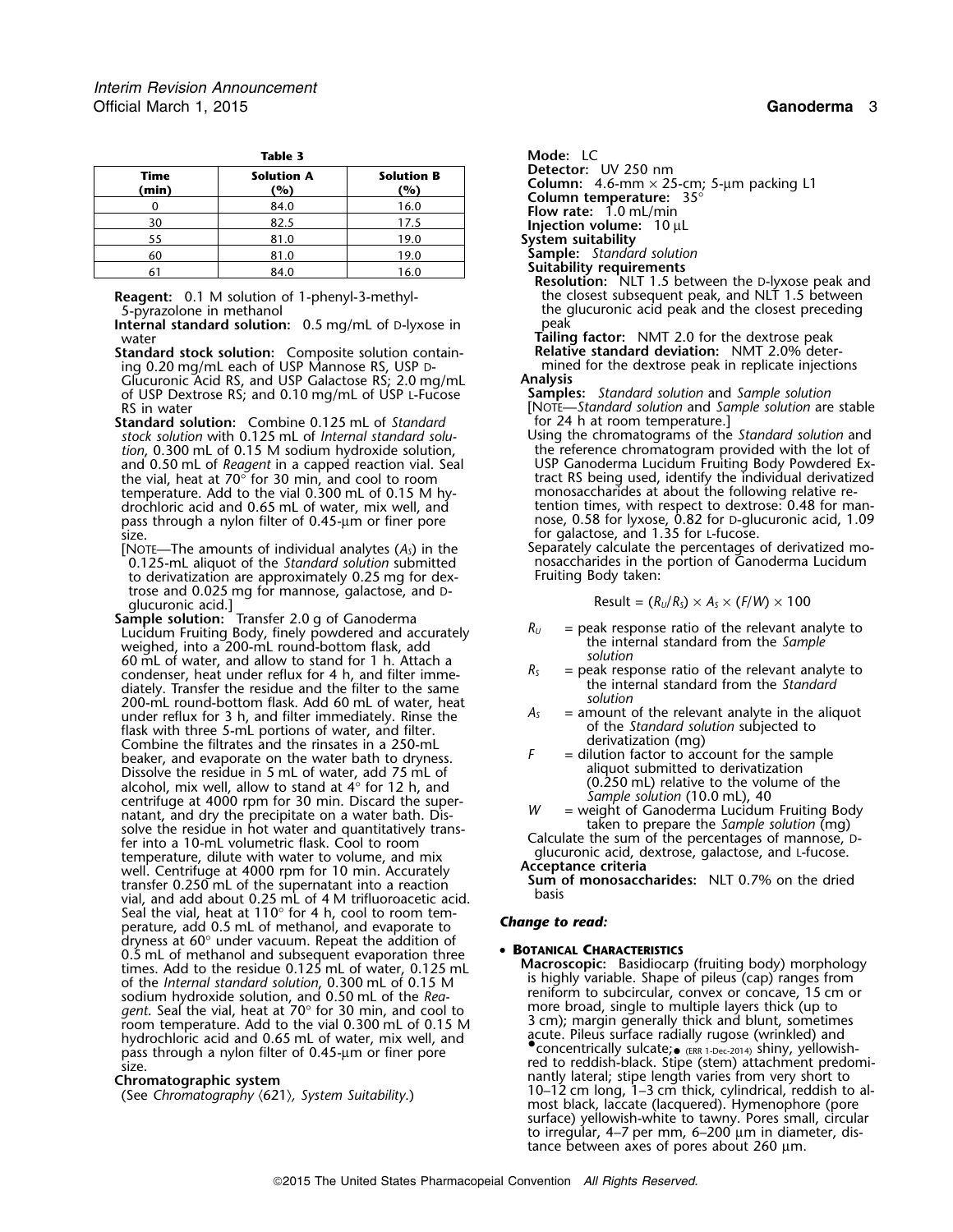**Table 3**

| Time (min) | Solution A (%) | Solution B (%) |
|---|---|---|
| 0 | 84.0 | 16.0 |
| 30 | 82.5 | 17.5 |
| 55 | 81.0 | 19.0 |
| 60 | 81.0 | 19.0 |
| 61 | 84.0 | 16.0 |

**Reagent:** 0.1 M solution of 1-phenyl-3-methyl-5-pyrazolone in methanol

**Internal standard solution:** 0.5 mg/mL of D-lyxose in water

**Standard stock solution:** Composite solution containing 0.20 mg/mL each of USP Mannose RS, USP D-Glucuronic Acid RS, and USP Galactose RS; 2.0 mg/mL of USP Dextrose RS; and 0.10 mg/mL of USP L-Fucose RS in water

**Standard solution:** Combine 0.125 mL of *Standard stock solution* with 0.125 mL of *Internal standard solution*, 0.300 mL of 0.15 M sodium hydroxide solution, and 0.50 mL of *Reagent* in a capped reaction vial. Seal the vial, heat at 70° for 30 min, and cool to room temperature. Add to the vial 0.300 mL of 0.15 M hydrochloric acid and 0.65 mL of water, mix well, and pass through a nylon filter of 0.45-µm or finer pore size.

[NOTE—The amounts of individual analytes ($A_S$) in the 0.125-mL aliquot of the *Standard solution* submitted to derivatization are approximately 0.25 mg for dextrose and 0.025 mg for mannose, galactose, and D-glucuronic acid.]

**Sample solution:** Transfer 2.0 g of Ganoderma Lucidum Fruiting Body, finely powdered and accurately weighed, into a 200-mL round-bottom flask, add 60 mL of water, and allow to stand for 1 h. Attach a condenser, heat under reflux for 4 h, and filter immediately. Transfer the residue and the filter to the same 200-mL round-bottom flask. Add 60 mL of water, heat under reflux for 3 h, and filter immediately. Rinse the flask with three 5-mL portions of water, and filter. Combine the filtrates and the rinsates in a 250-mL beaker, and evaporate on the water bath to dryness. Dissolve the residue in 5 mL of water, add 75 mL of alcohol, mix well, allow to stand at 4° for 12 h, and centrifuge at 4000 rpm for 30 min. Discard the supernatant, and dry the precipitate on a water bath. Dissolve the residue in hot water and quantitatively transfer into a 10-mL volumetric flask. Cool to room temperature, dilute with water to volume, and mix well. Centrifuge at 4000 rpm for 10 min. Accurately transfer 0.250 mL of the supernatant into a reaction vial, and add about 0.25 mL of 4 M trifluoroacetic acid. Seal the vial, heat at 110° for 4 h, cool to room temperature, add 0.5 mL of methanol, and evaporate to dryness at 60° under vacuum. Repeat the addition of 0.5 mL of methanol and subsequent evaporation three times. Add to the residue 0.125 mL of water, 0.125 mL of the *Internal standard solution*, 0.300 mL of 0.15 M sodium hydroxide solution, and 0.50 mL of the *Reagent*. Seal the vial, heat at 70° for 30 min, and cool to room temperature. Add to the vial 0.300 mL of 0.15 M hydrochloric acid and 0.65 mL of water, mix well, and pass through a nylon filter of 0.45-µm or finer pore size.

**Chromatographic system**

(See *Chromatography* ⟨621⟩, *System Suitability*.)

**Mode:** LC

**Detector:** UV 250 nm

**Column:** 4.6-mm × 25-cm; 5-µm packing L1

**Column temperature:** 35°

**Flow rate:** 1.0 mL/min

**Injection volume:** 10 µL

**System suitability**

**Sample:** *Standard solution*

**Suitability requirements**

**Resolution:** NLT 1.5 between the D-lyxose peak and the closest subsequent peak, and NLT 1.5 between the glucuronic acid peak and the closest preceding peak

**Tailing factor:** NMT 2.0 for the dextrose peak

**Relative standard deviation:** NMT 2.0% determined for the dextrose peak in replicate injections

**Analysis**

**Samples:** *Standard solution* and *Sample solution*

[NOTE—*Standard solution* and *Sample solution* are stable for 24 h at room temperature.]

Using the chromatograms of the *Standard solution* and the reference chromatogram provided with the lot of USP Ganoderma Lucidum Fruiting Body Powdered Extract RS being used, identify the individual derivatized monosaccharides at about the following relative retention times, with respect to dextrose: 0.48 for mannose, 0.58 for lyxose, 0.82 for D-glucuronic acid, 1.09 for galactose, and 1.35 for L-fucose.

Separately calculate the percentages of derivatized monosaccharides in the portion of Ganoderma Lucidum Fruiting Body taken:

$$\text{Result} = (R_U/R_S) \times A_S \times (F/W) \times 100$$

- $R_U$ = peak response ratio of the relevant analyte to the internal standard from the *Sample solution*
- $R_S$ = peak response ratio of the relevant analyte to the internal standard from the *Standard solution*
- $A_S$ = amount of the relevant analyte in the aliquot of the *Standard solution* subjected to derivatization (mg)
- $F$ = dilution factor to account for the sample aliquot submitted to derivatization (0.250 mL) relative to the volume of the *Sample solution* (10.0 mL), 40
- $W$ = weight of Ganoderma Lucidum Fruiting Body taken to prepare the *Sample solution* (mg)

Calculate the sum of the percentages of mannose, D-glucuronic acid, dextrose, galactose, and L-fucose.

**Acceptance criteria**

**Sum of monosaccharides:** NLT 0.7% on the dried basis

***Change to read:***

- **BOTANICAL CHARACTERISTICS**

**Macroscopic:** Basidiocarp (fruiting body) morphology is highly variable. Shape of pileus (cap) ranges from reniform to subcircular, convex or concave, 15 cm or more broad, single to multiple layers thick (up to 3 cm); margin generally thick and blunt, sometimes acute. Pileus surface radially rugose (wrinkled) and •concentrically sulcate;• (ERR 1-Dec-2014) shiny, yellowish-red to reddish-black. Stipe (stem) attachment predominantly lateral; stipe length varies from very short to 10–12 cm long, 1–3 cm thick, cylindrical, reddish to almost black, laccate (lacquered). Hymenophore (pore surface) yellowish-white to tawny. Pores small, circular to irregular, 4–7 per mm, 6–200 µm in diameter, distance between axes of pores about 260 µm.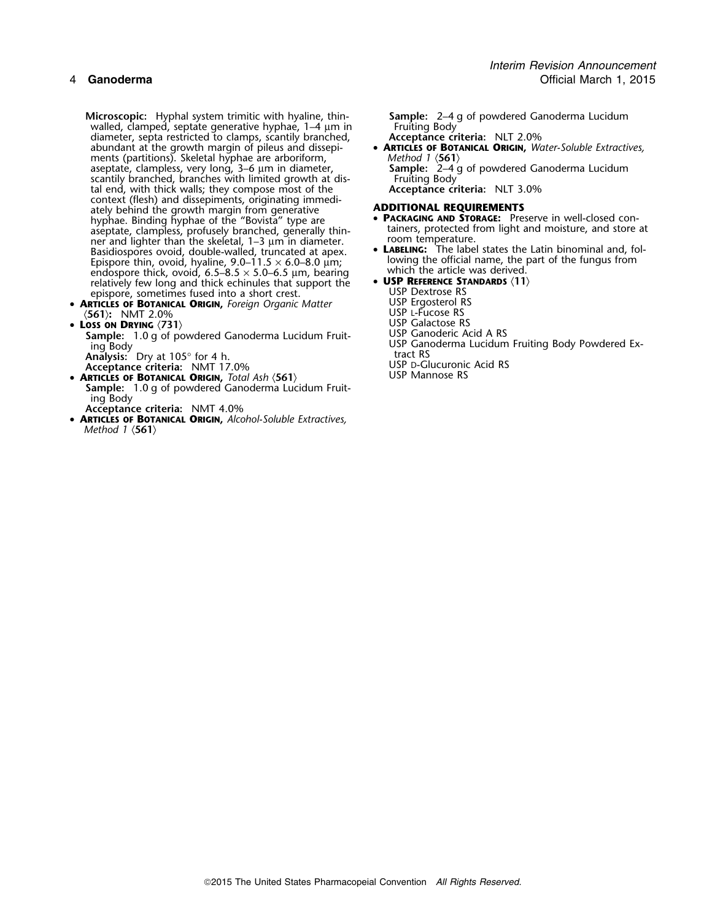**Microscopic:** Hyphal system trimitic with hyaline, thin-walled, clamped, septate generative hyphae, 1–4 µm in diameter, septa restricted to clamps, scantily branched, abundant at the growth margin of pileus and dissepiments (partitions). Skeletal hyphae are arboriform, aseptate, clampless, very long, 3–6 µm in diameter, scantily branched, branches with limited growth at distal end, with thick walls; they compose most of the context (flesh) and dissepiments, originating immediately behind the growth margin from generative hyphae. Binding hyphae of the "Bovista" type are aseptate, clampless, profusely branched, generally thinner and lighter than the skeletal, 1–3 µm in diameter. Basidiospores ovoid, double-walled, truncated at apex. Epispore thin, ovoid, hyaline, 9.0–11.5 × 6.0–8.0 µm; endospore thick, ovoid, 6.5–8.5 × 5.0–6.5 µm, bearing relatively few long and thick echinules that support the epispore, sometimes fused into a short crest.

- **Articles of Botanical Origin,** *Foreign Organic Matter* ⟨**561**⟩**:** NMT 2.0%
- **Loss on Drying** ⟨**731**⟩
  **Sample:** 1.0 g of powdered Ganoderma Lucidum Fruiting Body
  **Analysis:** Dry at 105° for 4 h.
  **Acceptance criteria:** NMT 17.0%
- **Articles of Botanical Origin,** *Total Ash* ⟨**561**⟩
  **Sample:** 1.0 g of powdered Ganoderma Lucidum Fruiting Body
  **Acceptance criteria:** NMT 4.0%
- **Articles of Botanical Origin,** *Alcohol-Soluble Extractives, Method 1* ⟨**561**⟩
  **Sample:** 2–4 g of powdered Ganoderma Lucidum Fruiting Body
  **Acceptance criteria:** NLT 2.0%
- **Articles of Botanical Origin,** *Water-Soluble Extractives, Method 1* ⟨**561**⟩
  **Sample:** 2–4 g of powdered Ganoderma Lucidum Fruiting Body
  **Acceptance criteria:** NLT 3.0%

## ADDITIONAL REQUIREMENTS

- **Packaging and Storage:** Preserve in well-closed containers, protected from light and moisture, and store at room temperature.
- **Labeling:** The label states the Latin binominal and, following the official name, the part of the fungus from which the article was derived.
- **USP Reference Standards** ⟨**11**⟩
  USP Dextrose RS
  USP Ergosterol RS
  USP L-Fucose RS
  USP Galactose RS
  USP Ganoderic Acid A RS
  USP Ganoderma Lucidum Fruiting Body Powdered Extract RS
  USP D-Glucuronic Acid RS
  USP Mannose RS